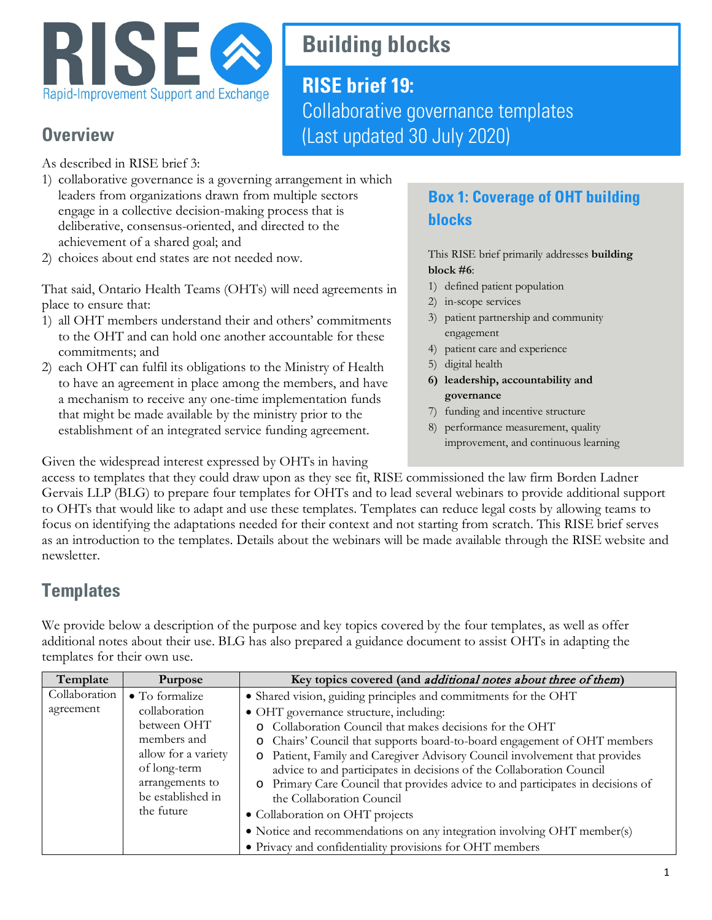RISE
Rapid-Improvement Support and Exchange

# Building blocks

## RISE brief 19:
Collaborative governance templates
(Last updated 30 July 2020)

## Overview

As described in RISE brief 3:
1) collaborative governance is a governing arrangement in which leaders from organizations drawn from multiple sectors engage in a collective decision-making process that is deliberative, consensus-oriented, and directed to the achievement of a shared goal; and
2) choices about end states are not needed now.

That said, Ontario Health Teams (OHTs) will need agreements in place to ensure that:
1) all OHT members understand their and others' commitments to the OHT and can hold one another accountable for these commitments; and
2) each OHT can fulfil its obligations to the Ministry of Health to have an agreement in place among the members, and have a mechanism to receive any one-time implementation funds that might be made available by the ministry prior to the establishment of an integrated service funding agreement.

> **Box 1: Coverage of OHT building blocks**
>
> This RISE brief primarily addresses **building block #6**:
> 1) defined patient population
> 2) in-scope services
> 3) patient partnership and community engagement
> 4) patient care and experience
> 5) digital health
> 6) **leadership, accountability and governance**
> 7) funding and incentive structure
> 8) performance measurement, quality improvement, and continuous learning

Given the widespread interest expressed by OHTs in having access to templates that they could draw upon as they see fit, RISE commissioned the law firm Borden Ladner Gervais LLP (BLG) to prepare four templates for OHTs and to lead several webinars to provide additional support to OHTs that would like to adapt and use these templates. Templates can reduce legal costs by allowing teams to focus on identifying the adaptations needed for their context and not starting from scratch. This RISE brief serves as an introduction to the templates. Details about the webinars will be made available through the RISE website and newsletter.

## Templates

We provide below a description of the purpose and key topics covered by the four templates, as well as offer additional notes about their use. BLG has also prepared a guidance document to assist OHTs in adapting the templates for their own use.

| Template | Purpose | Key topics covered (and *additional notes about three of them*) |
|---|---|---|
| Collaboration agreement | • To formalize collaboration between OHT members and allow for a variety of long-term arrangements to be established in the future | • Shared vision, guiding principles and commitments for the OHT<br>• OHT governance structure, including:<br>  o Collaboration Council that makes decisions for the OHT<br>  o Chairs' Council that supports board-to-board engagement of OHT members<br>  o Patient, Family and Caregiver Advisory Council involvement that provides advice to and participates in decisions of the Collaboration Council<br>  o Primary Care Council that provides advice to and participates in decisions of the Collaboration Council<br>• Collaboration on OHT projects<br>• Notice and recommendations on any integration involving OHT member(s)<br>• Privacy and confidentiality provisions for OHT members |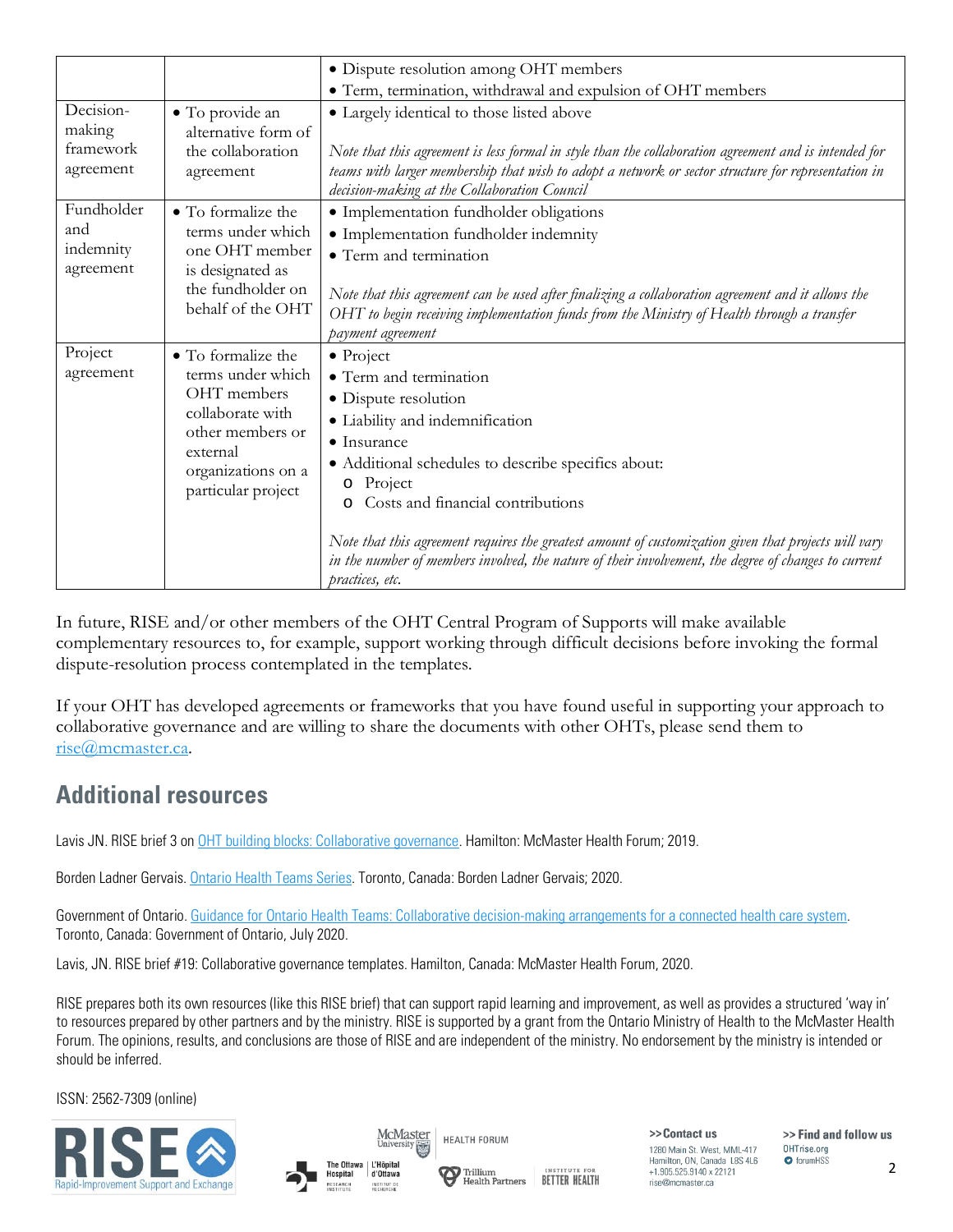| | | |
|---|---|---|
| | | • Dispute resolution among OHT members<br>• Term, termination, withdrawal and expulsion of OHT members |
| Decision-making framework agreement | • To provide an alternative form of the collaboration agreement | • Largely identical to those listed above<br><br>*Note that this agreement is less formal in style than the collaboration agreement and is intended for teams with larger membership that wish to adopt a network or sector structure for representation in decision-making at the Collaboration Council* |
| Fundholder and indemnity agreement | • To formalize the terms under which one OHT member is designated as the fundholder on behalf of the OHT | • Implementation fundholder obligations<br>• Implementation fundholder indemnity<br>• Term and termination<br><br>*Note that this agreement can be used after finalizing a collaboration agreement and it allows the OHT to begin receiving implementation funds from the Ministry of Health through a transfer payment agreement* |
| Project agreement | • To formalize the terms under which OHT members collaborate with other members or external organizations on a particular project | • Project<br>• Term and termination<br>• Dispute resolution<br>• Liability and indemnification<br>• Insurance<br>• Additional schedules to describe specifics about:<br>&nbsp;&nbsp;o Project<br>&nbsp;&nbsp;o Costs and financial contributions<br><br>*Note that this agreement requires the greatest amount of customization given that projects will vary in the number of members involved, the nature of their involvement, the degree of changes to current practices, etc.* |

In future, RISE and/or other members of the OHT Central Program of Supports will make available complementary resources to, for example, support working through difficult decisions before invoking the formal dispute-resolution process contemplated in the templates.

If your OHT has developed agreements or frameworks that you have found useful in supporting your approach to collaborative governance and are willing to share the documents with other OHTs, please send them to rise@mcmaster.ca.

## Additional resources

Lavis JN. RISE brief 3 on OHT building blocks: Collaborative governance. Hamilton: McMaster Health Forum; 2019.

Borden Ladner Gervais. Ontario Health Teams Series. Toronto, Canada: Borden Ladner Gervais; 2020.

Government of Ontario. Guidance for Ontario Health Teams: Collaborative decision-making arrangements for a connected health care system. Toronto, Canada: Government of Ontario, July 2020.

Lavis, JN. RISE brief #19: Collaborative governance templates. Hamilton, Canada: McMaster Health Forum, 2020.

RISE prepares both its own resources (like this RISE brief) that can support rapid learning and improvement, as well as provides a structured 'way in' to resources prepared by other partners and by the ministry. RISE is supported by a grant from the Ontario Ministry of Health to the McMaster Health Forum. The opinions, results, and conclusions are those of RISE and are independent of the ministry. No endorsement by the ministry is intended or should be inferred.

ISSN: 2562-7309 (online)

RISE Rapid-Improvement Support and Exchange

McMaster University HEALTH FORUM

The Ottawa Hospital Research Institute | L'Hôpital d'Ottawa Institut de recherche

Trillium Health Partners | Institute for Better Health

**>> Contact us**
1280 Main St. West, MML-417
Hamilton, ON, Canada L8S 4L6
+1.905.525.9140 x 22121
rise@mcmaster.ca

**>> Find and follow us**
OHTrise.org
forumHSS